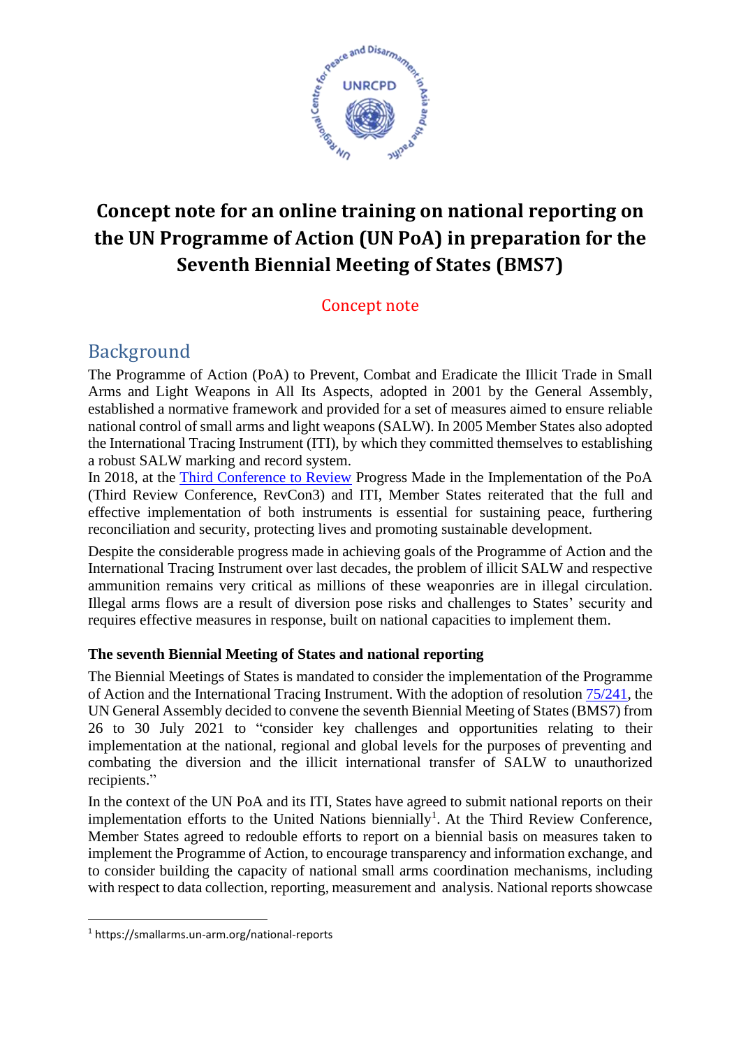# Concept note for an online training on national reporting on the UN Programme of Action (UN PoA) in preparation for the Seventh Biennial Meeting of States (BMS7)

Concept note

## Background

The Programme of Action (PoA) to Prevent, Combat and Eradicate the Illicit Trade in Small Arms and Light Weapons in All Its Aspects, adopted in 2001 by the General Assembly, established a normative framework and provided for a set of measures aimed to ensure reliable national control of small arms and light weapons (SALW). In 2005 Member States also adopted the International Tracing Instrument (ITI), by which they committed themselves to establishing a robust SALW marking and record system.

In 2018, at the Third Conference to Review Progress Made in the Implementation of the PoA (Third Review Conference, RevCon3) and ITI, Member States reiterated that the full and effective implementation of both instruments is essential for sustaining peace, furthering reconciliation and security, protecting lives and promoting sustainable development.

Despite the considerable progress made in achieving goals of the Programme of Action and the International Tracing Instrument over last decades, the problem of illicit SALW and respective ammunition remains very critical as millions of these weaponries are in illegal circulation. Illegal arms flows are a result of diversion pose risks and challenges to States' security and requires effective measures in response, built on national capacities to implement them.

### The seventh Biennial Meeting of States and national reporting

The Biennial Meetings of States is mandated to consider the implementation of the Programme of Action and the International Tracing Instrument. With the adoption of resolution 75/241, the UN General Assembly decided to convene the seventh Biennial Meeting of States (BMS7) from 26 to 30 July 2021 to "consider key challenges and opportunities relating to their implementation at the national, regional and global levels for the purposes of preventing and combating the diversion and the illicit international transfer of SALW to unauthorized recipients."

In the context of the UN PoA and its ITI, States have agreed to submit national reports on their implementation efforts to the United Nations biennially[1]. At the Third Review Conference, Member States agreed to redouble efforts to report on a biennial basis on measures taken to implement the Programme of Action, to encourage transparency and information exchange, and to consider building the capacity of national small arms coordination mechanisms, including with respect to data collection, reporting, measurement and analysis. National reports showcase

---

[1] https://smallarms.un-arm.org/national-reports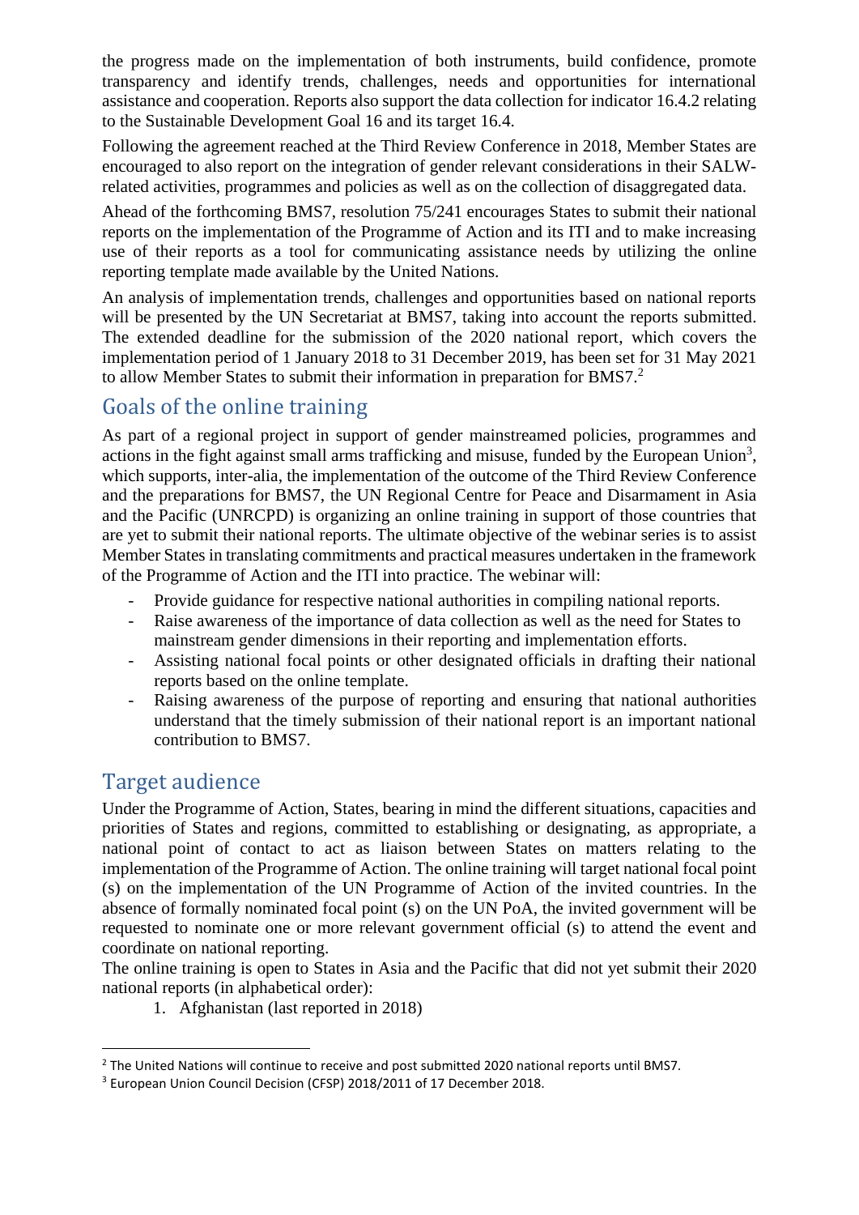the progress made on the implementation of both instruments, build confidence, promote transparency and identify trends, challenges, needs and opportunities for international assistance and cooperation. Reports also support the data collection for indicator 16.4.2 relating to the Sustainable Development Goal 16 and its target 16.4.

Following the agreement reached at the Third Review Conference in 2018, Member States are encouraged to also report on the integration of gender relevant considerations in their SALW-related activities, programmes and policies as well as on the collection of disaggregated data.

Ahead of the forthcoming BMS7, resolution 75/241 encourages States to submit their national reports on the implementation of the Programme of Action and its ITI and to make increasing use of their reports as a tool for communicating assistance needs by utilizing the online reporting template made available by the United Nations.

An analysis of implementation trends, challenges and opportunities based on national reports will be presented by the UN Secretariat at BMS7, taking into account the reports submitted. The extended deadline for the submission of the 2020 national report, which covers the implementation period of 1 January 2018 to 31 December 2019, has been set for 31 May 2021 to allow Member States to submit their information in preparation for BMS7.[2]

## Goals of the online training

As part of a regional project in support of gender mainstreamed policies, programmes and actions in the fight against small arms trafficking and misuse, funded by the European Union[3], which supports, inter-alia, the implementation of the outcome of the Third Review Conference and the preparations for BMS7, the UN Regional Centre for Peace and Disarmament in Asia and the Pacific (UNRCPD) is organizing an online training in support of those countries that are yet to submit their national reports. The ultimate objective of the webinar series is to assist Member States in translating commitments and practical measures undertaken in the framework of the Programme of Action and the ITI into practice. The webinar will:

- Provide guidance for respective national authorities in compiling national reports.
- Raise awareness of the importance of data collection as well as the need for States to mainstream gender dimensions in their reporting and implementation efforts.
- Assisting national focal points or other designated officials in drafting their national reports based on the online template.
- Raising awareness of the purpose of reporting and ensuring that national authorities understand that the timely submission of their national report is an important national contribution to BMS7.

## Target audience

Under the Programme of Action, States, bearing in mind the different situations, capacities and priorities of States and regions, committed to establishing or designating, as appropriate, a national point of contact to act as liaison between States on matters relating to the implementation of the Programme of Action. The online training will target national focal point (s) on the implementation of the UN Programme of Action of the invited countries. In the absence of formally nominated focal point (s) on the UN PoA, the invited government will be requested to nominate one or more relevant government official (s) to attend the event and coordinate on national reporting.

The online training is open to States in Asia and the Pacific that did not yet submit their 2020 national reports (in alphabetical order):

1. Afghanistan (last reported in 2018)

[2] The United Nations will continue to receive and post submitted 2020 national reports until BMS7.

[3] European Union Council Decision (CFSP) 2018/2011 of 17 December 2018.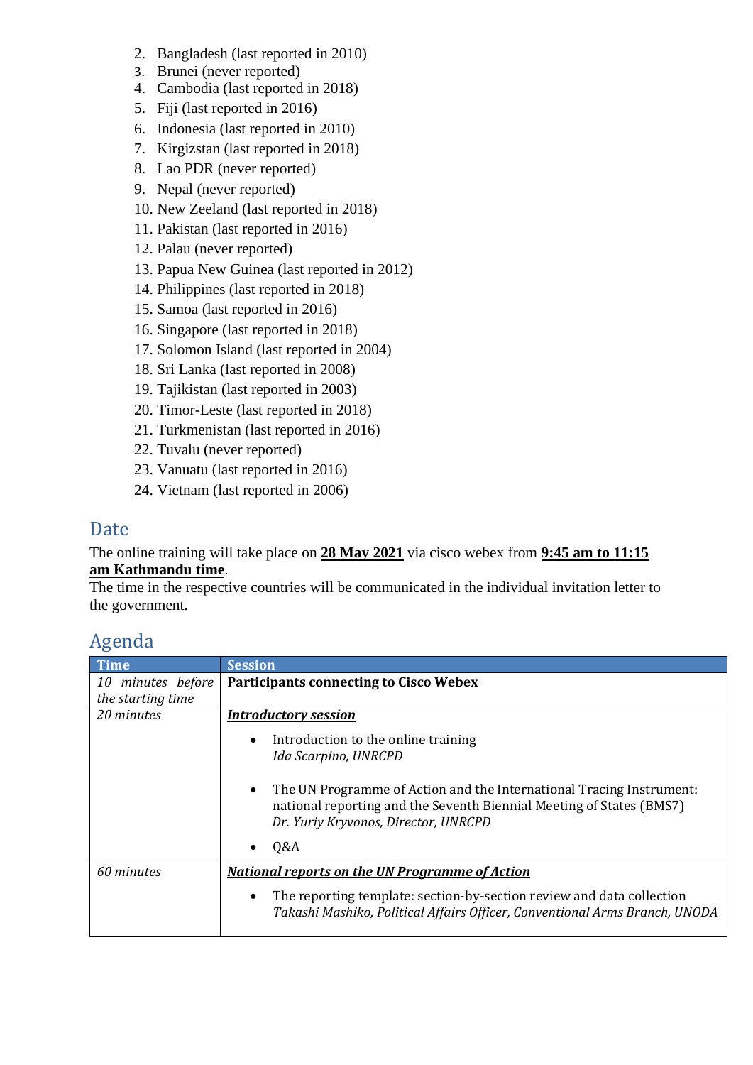2. Bangladesh (last reported in 2010)
3. Brunei (never reported)
4. Cambodia (last reported in 2018)
5. Fiji (last reported in 2016)
6. Indonesia (last reported in 2010)
7. Kirgizstan (last reported in 2018)
8. Lao PDR (never reported)
9. Nepal (never reported)
10. New Zeeland (last reported in 2018)
11. Pakistan (last reported in 2016)
12. Palau (never reported)
13. Papua New Guinea (last reported in 2012)
14. Philippines (last reported in 2018)
15. Samoa (last reported in 2016)
16. Singapore (last reported in 2018)
17. Solomon Island (last reported in 2004)
18. Sri Lanka (last reported in 2008)
19. Tajikistan (last reported in 2003)
20. Timor-Leste (last reported in 2018)
21. Turkmenistan (last reported in 2016)
22. Tuvalu (never reported)
23. Vanuatu (last reported in 2016)
24. Vietnam (last reported in 2006)

## Date

The online training will take place on **28 May 2021** via cisco webex from **9:45 am to 11:15 am Kathmandu time**.
The time in the respective countries will be communicated in the individual invitation letter to the government.

## Agenda

| Time | Session |
|---|---|
| *10 minutes before the starting time* | **Participants connecting to Cisco Webex** |
| *20 minutes* | ***Introductory session***<br>• Introduction to the online training<br>*Ida Scarpino, UNRCPD*<br>• The UN Programme of Action and the International Tracing Instrument: national reporting and the Seventh Biennial Meeting of States (BMS7)<br>*Dr. Yuriy Kryvonos, Director, UNRCPD*<br>• Q&A |
| *60 minutes* | ***National reports on the UN Programme of Action***<br>• The reporting template: section-by-section review and data collection<br>*Takashi Mashiko, Political Affairs Officer, Conventional Arms Branch, UNODA* |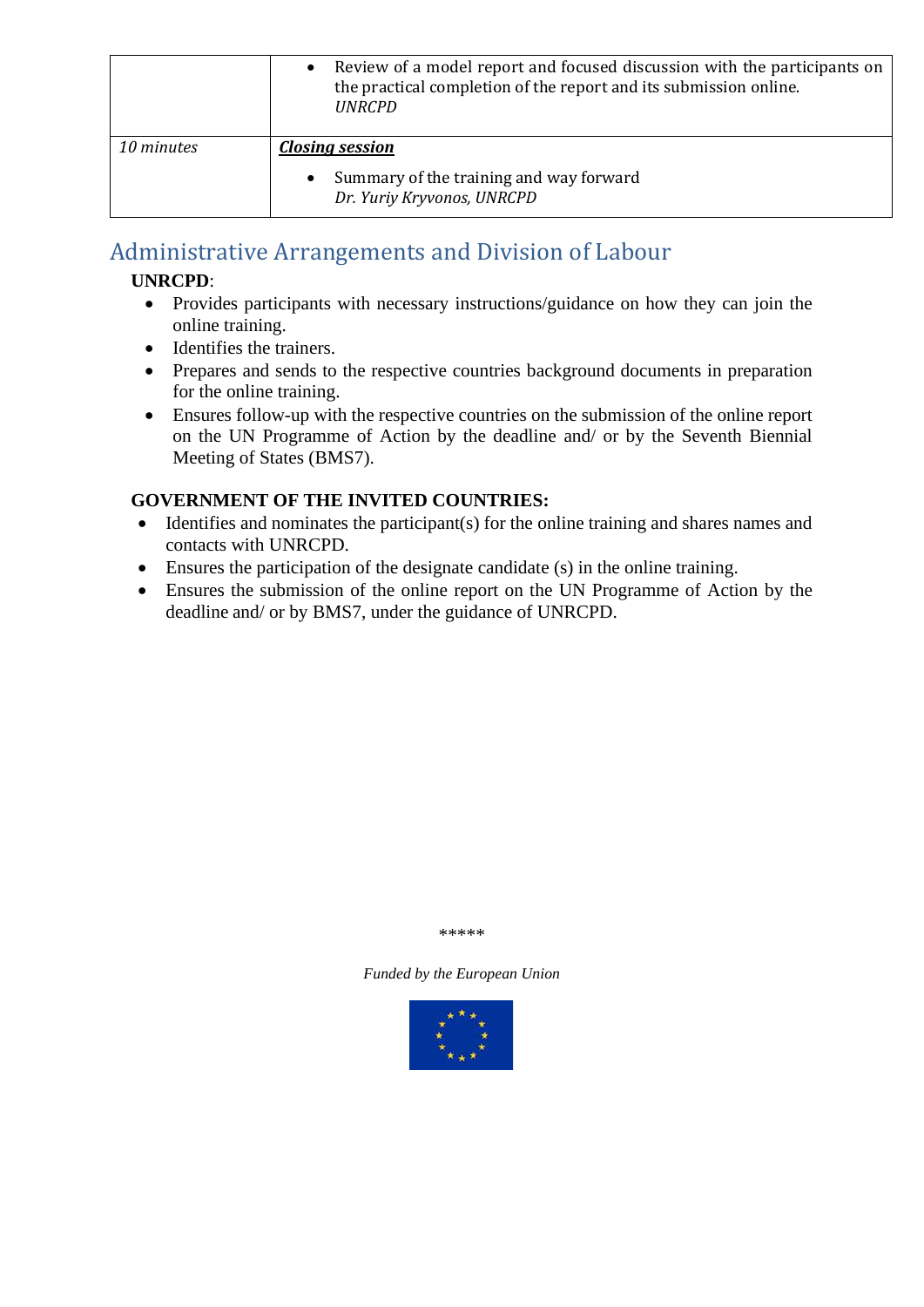| | |
|---|---|
| | • Review of a model report and focused discussion with the participants on the practical completion of the report and its submission online. *UNRCPD* |
| *10 minutes* | ***Closing session*** <br> • Summary of the training and way forward *Dr. Yuriy Kryvonos, UNRCPD* |

## Administrative Arrangements and Division of Labour

**UNRCPD**:

- Provides participants with necessary instructions/guidance on how they can join the online training.
- Identifies the trainers.
- Prepares and sends to the respective countries background documents in preparation for the online training.
- Ensures follow-up with the respective countries on the submission of the online report on the UN Programme of Action by the deadline and/ or by the Seventh Biennial Meeting of States (BMS7).

**GOVERNMENT OF THE INVITED COUNTRIES:**

- Identifies and nominates the participant(s) for the online training and shares names and contacts with UNRCPD.
- Ensures the participation of the designate candidate (s) in the online training.
- Ensures the submission of the online report on the UN Programme of Action by the deadline and/ or by BMS7, under the guidance of UNRCPD.

*****

*Funded by the European Union*